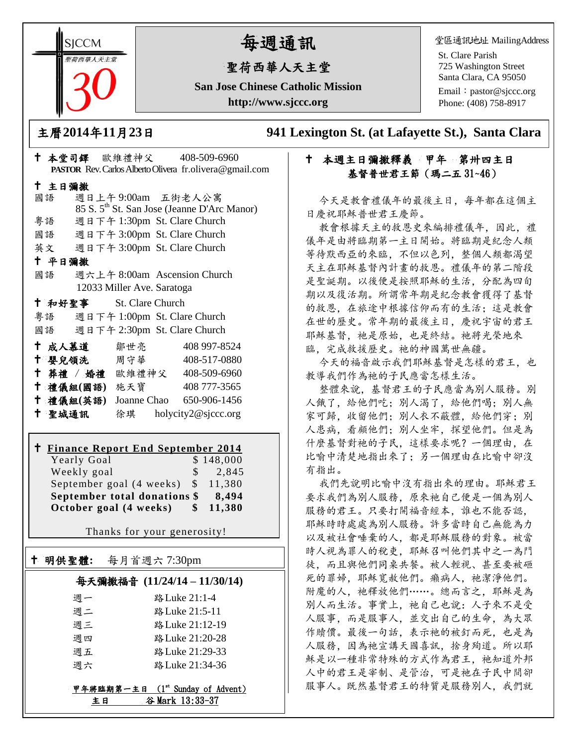SJCCM 聖荷西華人天主堂 30

# 每週通訊

## 聖荷西華人天主堂

**San Jose Chinese Catholic Mission**

**http://www.sjccc.org**

堂區通訊地址 MailingAddress

St. Clare Parish
725 Washington Street
Santa Clara, CA 95050
Email：pastor@sjccc.org
Phone: (408) 758-8917

## 主曆2014年11月23日　　941 Lexington St. (at Lafayette St.), Santa Clara

✝ **本堂司鐸**　歐維禮神父　408-509-6960
**PASTOR** Rev. Carlos Alberto Olivera fr.olivera@gmail.com

✝ **主日彌撒**

| | |
|---|---|
| 國語 | 週日上午 9:00am　五街老人公寓 85 S. 5th St. San Jose (Jeanne D'Arc Manor) |
| 粵語 | 週日下午 1:30pm St. Clare Church |
| 國語 | 週日下午 3:00pm St. Clare Church |
| 英文 | 週日下午 3:00pm St. Clare Church |

✝ **平日彌撒**

| | |
|---|---|
| 國語 | 週六上午 8:00am Ascension Church 12033 Miller Ave. Saratoga |

✝ **和好聖事**　St. Clare Church

| | |
|---|---|
| 粵語 | 週日下午 1:00pm St. Clare Church |
| 國語 | 週日下午 2:30pm St. Clare Church |

| | | |
|---|---|---|
| ✝ **成人慕道** | 鄒世亮 | 408 997-8524 |
| ✝ **嬰兒領洗** | 周守華 | 408-517-0880 |
| ✝ **葬禮 / 婚禮** | 歐維禮神父 | 408-509-6960 |
| ✝ **禮儀組(國語)** | 施天寶 | 408 777-3565 |
| ✝ **禮儀組(英語)** | Joanne Chao | 650-906-1456 |
| ✝ **聖城通訊** | 徐琪 | holycity2@sjccc.org |

✝ **Finance Report End September 2014**

| | |
|---|---|
| Yearly Goal | $ 148,000 |
| Weekly goal | $ 2,845 |
| September goal (4 weeks) | $ 11,380 |
| **September total donations** | **$ 8,494** |
| **October goal (4 weeks)** | **$ 11,380** |

Thanks for your generosity!

✝ **明供聖體:**　每月首週六 7:30pm

**每天彌撒福音 (11/24/14 – 11/30/14)**

| | |
|---|---|
| 週一 | 路Luke 21:1-4 |
| 週二 | 路Luke 21:5-11 |
| 週三 | 路Luke 21:12-19 |
| 週四 | 路Luke 21:20-28 |
| 週五 | 路Luke 21:29-33 |
| 週六 | 路Luke 21:34-36 |

**甲年將臨期第一主日 (1st Sunday of Advent)**
**主日　谷 Mark 13:33-37**

✝ **本週主日彌撒釋義　甲年　第卅四主日**
**基督普世君王節（瑪二五 31~46）**

今天是教會禮儀年的最後主日，每年都在這個主日慶祝耶穌普世君王慶節。

教會根據天主的救恩史來編排禮儀年，因此，禮儀年是由將臨期第一主日開始。將臨期是紀念人類等待默西亞的來臨，不但以色列，整個人類都渴望天主在耶穌基督內計畫的救恩。禮儀年的第二階段是聖誕期。以後便是按照耶穌的生活，分配為四旬期以及復活期。所謂常年期是紀念教會獲得了基督的救恩，在旅途中根據信仰而有的生活；這是教會在世的歷史。常年期的最後主日，慶祝宇宙的君王耶穌基督，祂是原始，也是終結。祂將光榮地來臨，完成救援歷史。祂的神國萬世無疆。

今天的福音啟示我們耶穌基督是怎樣的君王，也教導我們作為祂的子民應當怎樣生活。

整體來說，基督君王的子民應當為別人服務。別人餓了，給他們吃；別人渴了，給他們喝；別人無家可歸，收留他們；別人衣不蔽體，給他們穿；別人患病，看顧他們；別人坐牢，探望他們。但是為什麼基督對祂的子民，這樣要求呢？一個理由，在比喻中清楚地指出來了；另一個理由在比喻中卻沒有指出。

我們先說明比喻中沒有指出來的理由。耶穌君王要求我們為別人服務，原來祂自己便是一個為別人服務的君王。只要打開福音經本，誰也不能否認，耶穌時時處處為別人服務。許多當時自己無能為力以及被社會唾棄的人，都是耶穌服務的對象。被當時人視為罪人的稅吏，耶穌召叫他們其中之一為門徒，而且與他們同桌共餐。被人輕視、甚至要被砸死的罪婦，耶穌寬赦他們。癩病人，祂潔淨他們。附魔的人，祂釋放他們……。總而言之，耶穌是為別人而生活。事實上，祂自己也說：人子來不是受人服事，而是服事人，並交出自己的生命，為大眾作贖價。最後一句話，表示祂的被釘而死，也是為人服務，因為祂宣講天國喜訊，捨身殉道。所以耶穌是以一種非常特殊的方式作為君王，祂知道外邦人中的君王是宰制、是管治，可是祂在子民中間卻服事人。既然基督君王的特質是服務別人，我們就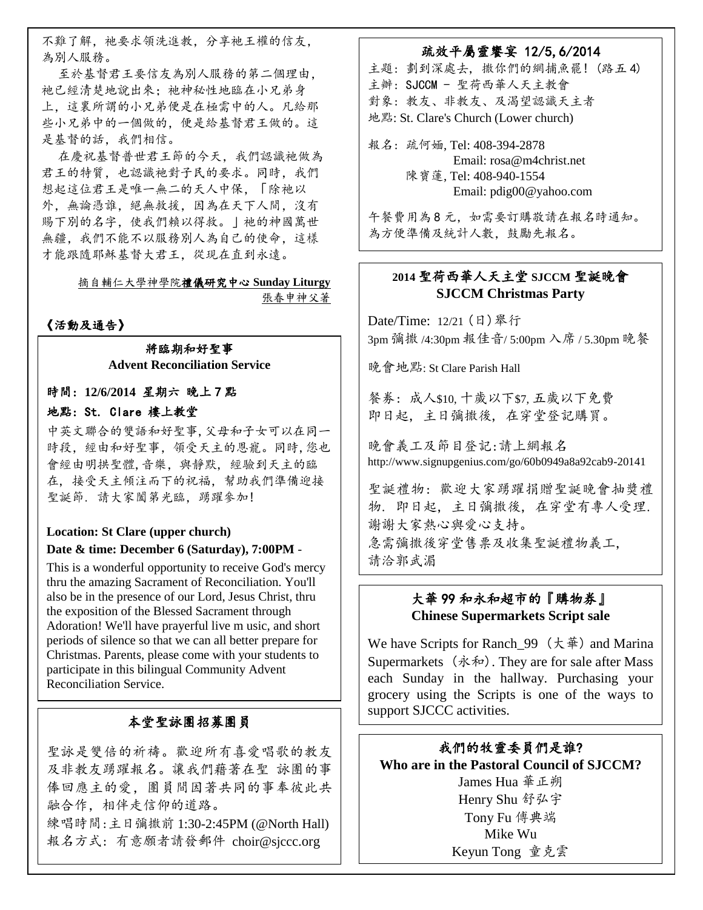不難了解，祂要求領洗進教，分享祂王權的信友，為別人服務。

至於基督君王要信友為別人服務的第二個理由，祂已經清楚地說出來；祂神秘性地臨在小兄弟身上，這裏所謂的小兄弟便是在極需中的人。凡給那些小兄弟中的一個做的，便是給基督君王做的。這是基督的話，我們相信。

在慶祝基督普世君王節的今天，我們認識祂做為君王的特質，也認識祂對子民的要求。同時，我們想起這位君王是唯一無二的天人中保，「除祂以外，無論憑誰，絕無救援，因為在天下人間，沒有賜下別的名字，使我們賴以得救。」祂的神國萬世無疆，我們不能不以服務別人為自己的使命，這樣才能跟隨耶穌基督大君王，從現在直到永遠。

摘自輔仁大學神學院**禮儀研究中心 Sunday Liturgy**
張春申神父著

## 《活動及通告》

### 將臨期和好聖事
### Advent Reconciliation Service

**時間: 12/6/2014 星期六 晚上 7 點**

**地點: St. Clare 樓上教堂**

中英文聯合的雙語和好聖事, 父母和子女可以在同一時段，經由和好聖事，領受天主的恩寵。同時, 您也會經由明拱聖體, 音樂，與靜默，經驗到天主的臨在，接受天主傾注而下的祝福，幫助我們準備迎接聖誕節．請大家闔第光臨，踴躍參加!

**Location: St Clare (upper church)**

**Date & time: December 6 (Saturday), 7:00PM** -

This is a wonderful opportunity to receive God's mercy thru the amazing Sacrament of Reconciliation. You'll also be in the presence of our Lord, Jesus Christ, thru the exposition of the Blessed Sacrament through Adoration! We'll have prayerful live m usic, and short periods of silence so that we can all better prepare for Christmas. Parents, please come with your students to participate in this bilingual Community Advent Reconciliation Service.

### 本堂聖詠團招募團員

聖詠是雙倍的祈禱。歡迎所有喜愛唱歌的教友及非教友踴躍報名。讓我們藉著在聖 詠團的事奉回應主的愛，團員間因著共同的事奉彼此共融合作，相伴走信仰的道路。

練唱時間: 主日彌撒前 1:30-2:45PM (@North Hall)
報名方式: 有意願者請發郵件 choir@sjccc.org

### 疏效平屬靈饗宴 12/5, 6/2014

主題: 劃到深處去，撒你們的網捕魚罷! (路五 4)
主辦: SJCCM - 聖荷西華人天主教會
對象: 教友、非教友、及渴望認識天主者
地點: St. Clare's Church (Lower church)

報名: 疏何娅, Tel: 408-394-2878
Email: rosa@m4christ.net
陳寶蓮, Tel: 408-940-1554
Email: pdig00@yahoo.com

午餐費用為 8 元，如需要訂購敬請在報名時通知。為方便準備及統計人數，鼓勵先報名。

### 2014 聖荷西華人天主堂 SJCCM 聖誕晚會
### SJCCM Christmas Party

Date/Time: 12/21 (日) 舉行
3pm 彌撒 /4:30pm 報佳音/ 5:00pm 入席 / 5.30pm 晚餐

晚會地點: St Clare Parish Hall

餐券: 成人$10, 十歲以下$7, 五歲以下免費
即日起，主日彌撒後，在穿堂登記購買。

晚會義工及節目登記: 請上網報名
http://www.signupgenius.com/go/60b0949a8a92cab9-20141

聖誕禮物: 歡迎大家踴躍捐贈聖誕晚會抽獎禮物．即日起，主日彌撒後，在穿堂有專人受理．謝謝大家熱心與愛心支持。
急需彌撒後穿堂售票及收集聖誕禮物義工，請洽郭武湄

### 大華 99 和永和超市的『購物券』
### Chinese Supermarkets Script sale

We have Scripts for Ranch_99 (大華) and Marina Supermarkets (永和). They are for sale after Mass each Sunday in the hallway. Purchasing your grocery using the Scripts is one of the ways to support SJCCC activities.

### 我們的牧靈委員們是誰?
### Who are in the Pastoral Council of SJCCM?

James Hua 華正朔
Henry Shu 舒弘宇
Tony Fu 傅典端
Mike Wu
Keyun Tong 童克雲